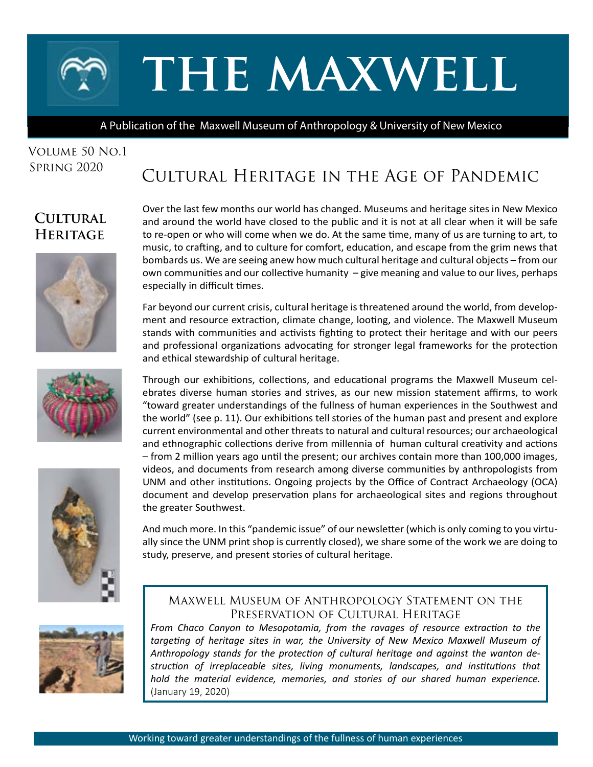# THE MAXWELL

A Publication of the Maxwell Museum of Anthropology & University of New Mexico

Volume 50 No.1
Spring 2020

## Cultural Heritage in the Age of Pandemic

### Cultural Heritage

Over the last few months our world has changed. Museums and heritage sites in New Mexico and around the world have closed to the public and it is not at all clear when it will be safe to re-open or who will come when we do. At the same time, many of us are turning to art, to music, to crafting, and to culture for comfort, education, and escape from the grim news that bombards us. We are seeing anew how much cultural heritage and cultural objects – from our own communities and our collective humanity – give meaning and value to our lives, perhaps especially in difficult times.

Far beyond our current crisis, cultural heritage is threatened around the world, from development and resource extraction, climate change, looting, and violence. The Maxwell Museum stands with communities and activists fighting to protect their heritage and with our peers and professional organizations advocating for stronger legal frameworks for the protection and ethical stewardship of cultural heritage.

Through our exhibitions, collections, and educational programs the Maxwell Museum celebrates diverse human stories and strives, as our new mission statement affirms, to work "toward greater understandings of the fullness of human experiences in the Southwest and the world" (see p. 11). Our exhibitions tell stories of the human past and present and explore current environmental and other threats to natural and cultural resources; our archaeological and ethnographic collections derive from millennia of human cultural creativity and actions – from 2 million years ago until the present; our archives contain more than 100,000 images, videos, and documents from research among diverse communities by anthropologists from UNM and other institutions. Ongoing projects by the Office of Contract Archaeology (OCA) document and develop preservation plans for archaeological sites and regions throughout the greater Southwest.

And much more. In this "pandemic issue" of our newsletter (which is only coming to you virtually since the UNM print shop is currently closed), we share some of the work we are doing to study, preserve, and present stories of cultural heritage.

### Maxwell Museum of Anthropology Statement on the Preservation of Cultural Heritage

*From Chaco Canyon to Mesopotamia, from the ravages of resource extraction to the targeting of heritage sites in war, the University of New Mexico Maxwell Museum of Anthropology stands for the protection of cultural heritage and against the wanton destruction of irreplaceable sites, living monuments, landscapes, and institutions that hold the material evidence, memories, and stories of our shared human experience.* (January 19, 2020)

Working toward greater understandings of the fullness of human experiences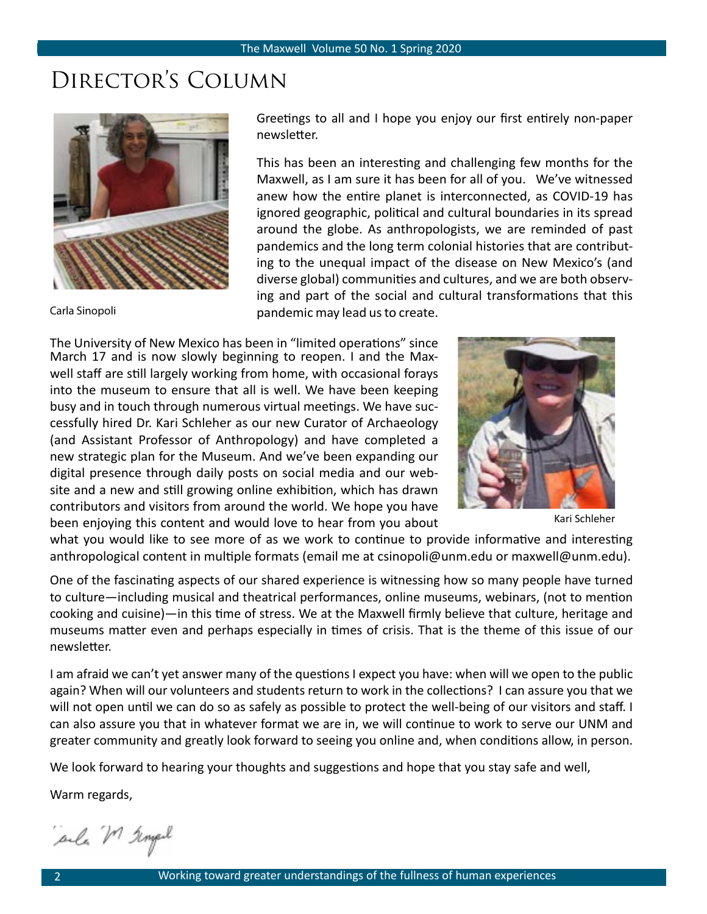# Director's Column

Carla Sinopoli

Greetings to all and I hope you enjoy our first entirely non-paper newsletter.

This has been an interesting and challenging few months for the Maxwell, as I am sure it has been for all of you. We've witnessed anew how the entire planet is interconnected, as COVID-19 has ignored geographic, political and cultural boundaries in its spread around the globe. As anthropologists, we are reminded of past pandemics and the long term colonial histories that are contributing to the unequal impact of the disease on New Mexico's (and diverse global) communities and cultures, and we are both observing and part of the social and cultural transformations that this pandemic may lead us to create.

The University of New Mexico has been in "limited operations" since March 17 and is now slowly beginning to reopen. I and the Maxwell staff are still largely working from home, with occasional forays into the museum to ensure that all is well. We have been keeping busy and in touch through numerous virtual meetings. We have successfully hired Dr. Kari Schleher as our new Curator of Archaeology (and Assistant Professor of Anthropology) and have completed a new strategic plan for the Museum. And we've been expanding our digital presence through daily posts on social media and our website and a new and still growing online exhibition, which has drawn contributors and visitors from around the world. We hope you have been enjoying this content and would love to hear from you about what you would like to see more of as we work to continue to provide informative and interesting anthropological content in multiple formats (email me at csinopoli@unm.edu or maxwell@unm.edu).

Kari Schleher

One of the fascinating aspects of our shared experience is witnessing how so many people have turned to culture—including musical and theatrical performances, online museums, webinars, (not to mention cooking and cuisine)—in this time of stress. We at the Maxwell firmly believe that culture, heritage and museums matter even and perhaps especially in times of crisis. That is the theme of this issue of our newsletter.

I am afraid we can't yet answer many of the questions I expect you have: when will we open to the public again? When will our volunteers and students return to work in the collections? I can assure you that we will not open until we can do so as safely as possible to protect the well-being of our visitors and staff. I can also assure you that in whatever format we are in, we will continue to work to serve our UNM and greater community and greatly look forward to seeing you online and, when conditions allow, in person.

We look forward to hearing your thoughts and suggestions and hope that you stay safe and well,

Warm regards,

Carla M Sinopoli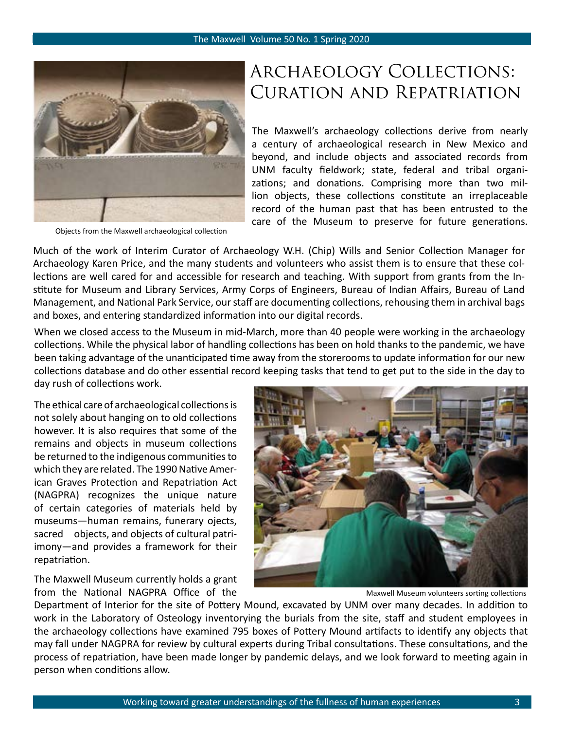# Archaeology Collections: Curation and Repatriation

Objects from the Maxwell archaeological collection

The Maxwell's archaeology collections derive from nearly a century of archaeological research in New Mexico and beyond, and include objects and associated records from UNM faculty fieldwork; state, federal and tribal organizations; and donations. Comprising more than two million objects, these collections constitute an irreplaceable record of the human past that has been entrusted to the care of the Museum to preserve for future generations.

Much of the work of Interim Curator of Archaeology W.H. (Chip) Wills and Senior Collection Manager for Archaeology Karen Price, and the many students and volunteers who assist them is to ensure that these collections are well cared for and accessible for research and teaching. With support from grants from the Institute for Museum and Library Services, Army Corps of Engineers, Bureau of Indian Affairs, Bureau of Land Management, and National Park Service, our staff are documenting collections, rehousing them in archival bags and boxes, and entering standardized information into our digital records.

When we closed access to the Museum in mid-March, more than 40 people were working in the archaeology collections. While the physical labor of handling collections has been on hold thanks to the pandemic, we have been taking advantage of the unanticipated time away from the storerooms to update information for our new collections database and do other essential record keeping tasks that tend to get put to the side in the day to day rush of collections work.

The ethical care of archaeological collections is not solely about hanging on to old collections however. It is also requires that some of the remains and objects in museum collections be returned to the indigenous communities to which they are related. The 1990 Native American Graves Protection and Repatriation Act (NAGPRA) recognizes the unique nature of certain categories of materials held by museums—human remains, funerary ojects, sacred objects, and objects of cultural patrimony—and provides a framework for their repatriation.

Maxwell Museum volunteers sorting collections

The Maxwell Museum currently holds a grant from the National NAGPRA Office of the Department of Interior for the site of Pottery Mound, excavated by UNM over many decades. In addition to work in the Laboratory of Osteology inventorying the burials from the site, staff and student employees in the archaeology collections have examined 795 boxes of Pottery Mound artifacts to identify any objects that may fall under NAGPRA for review by cultural experts during Tribal consultations. These consultations, and the process of repatriation, have been made longer by pandemic delays, and we look forward to meeting again in person when conditions allow.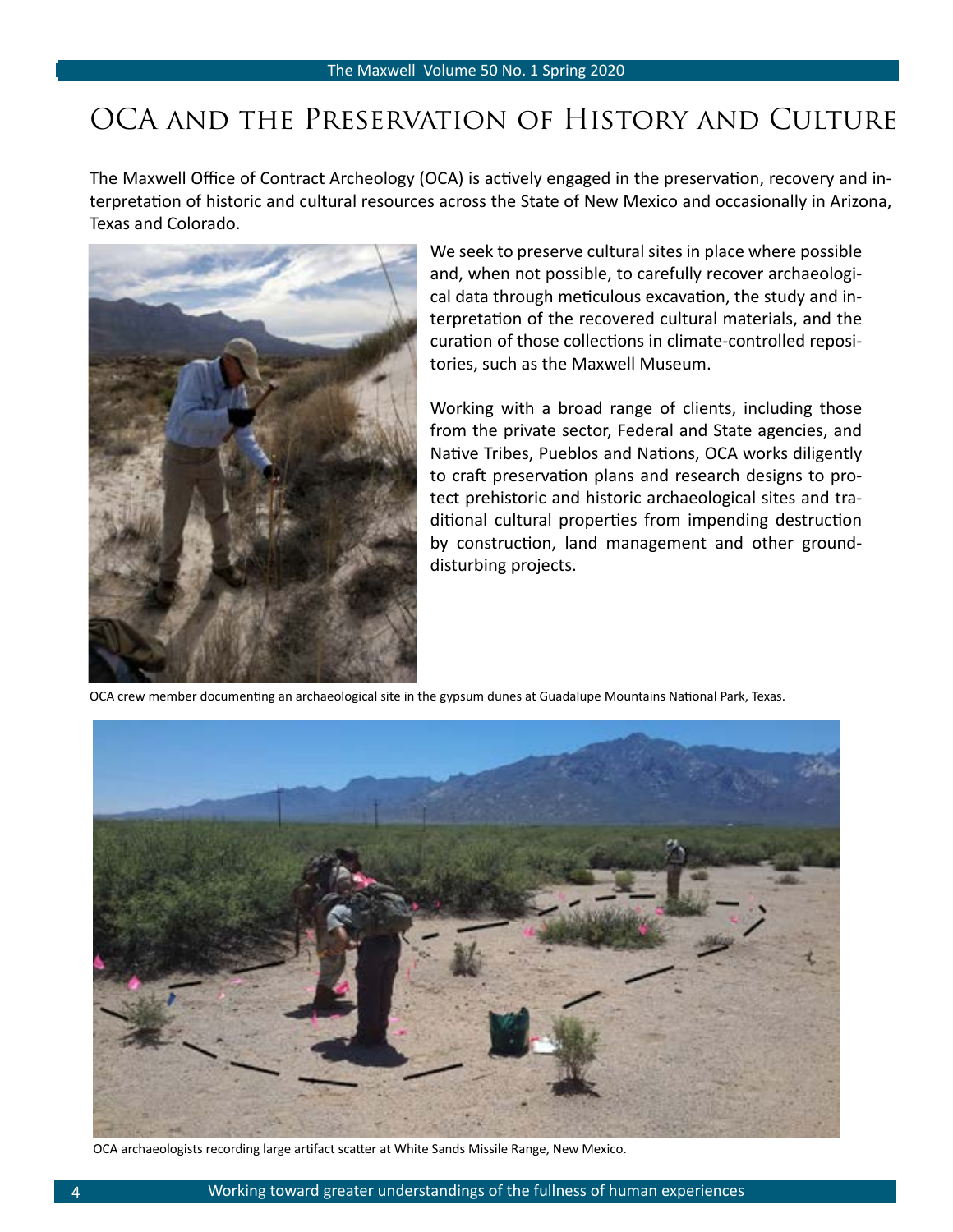# OCA and the Preservation of History and Culture

The Maxwell Office of Contract Archeology (OCA) is actively engaged in the preservation, recovery and interpretation of historic and cultural resources across the State of New Mexico and occasionally in Arizona, Texas and Colorado.

We seek to preserve cultural sites in place where possible and, when not possible, to carefully recover archaeological data through meticulous excavation, the study and interpretation of the recovered cultural materials, and the curation of those collections in climate-controlled repositories, such as the Maxwell Museum.

Working with a broad range of clients, including those from the private sector, Federal and State agencies, and Native Tribes, Pueblos and Nations, OCA works diligently to craft preservation plans and research designs to protect prehistoric and historic archaeological sites and traditional cultural properties from impending destruction by construction, land management and other ground-disturbing projects.

OCA crew member documenting an archaeological site in the gypsum dunes at Guadalupe Mountains National Park, Texas.

OCA archaeologists recording large artifact scatter at White Sands Missile Range, New Mexico.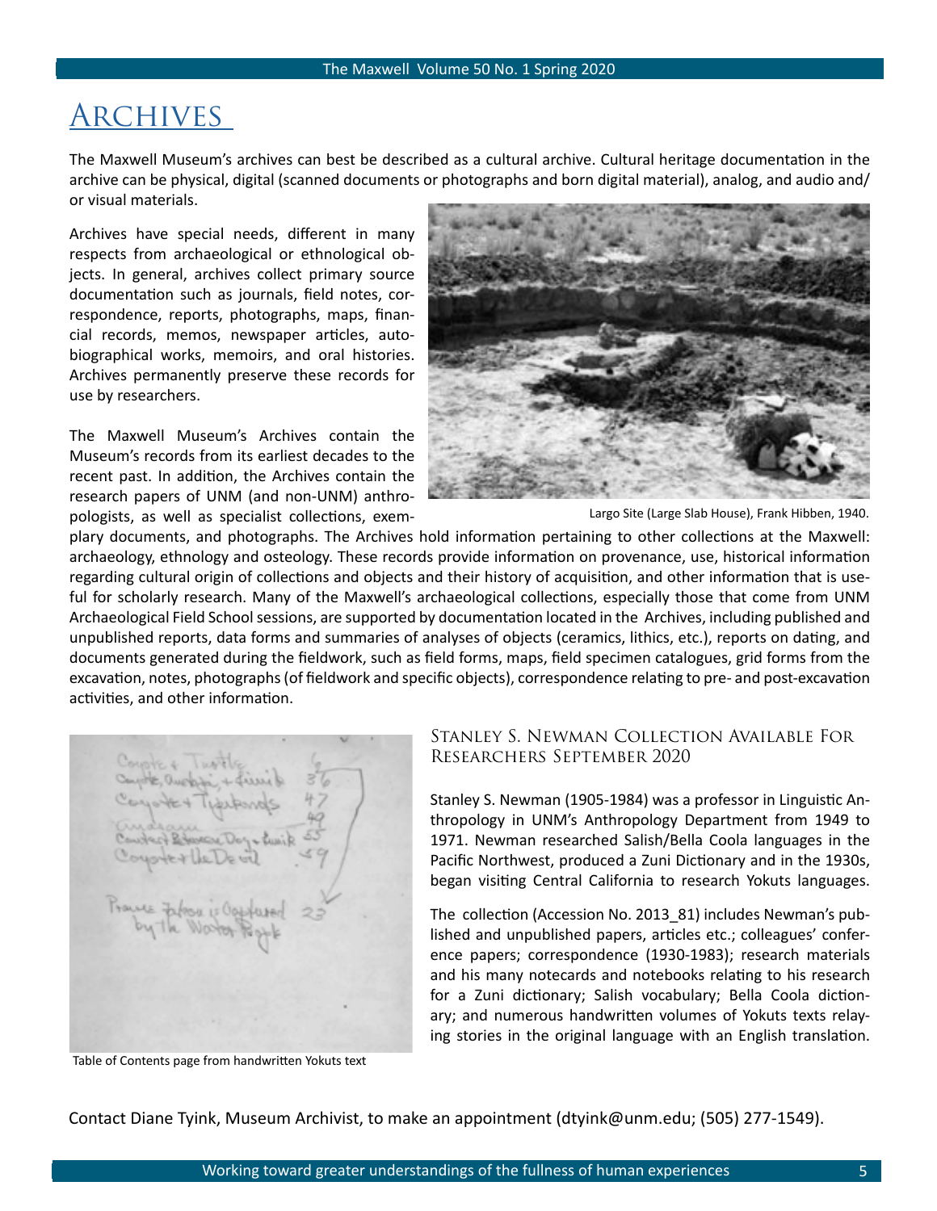# Archives

The Maxwell Museum's archives can best be described as a cultural archive. Cultural heritage documentation in the archive can be physical, digital (scanned documents or photographs and born digital material), analog, and audio and/or visual materials.

Archives have special needs, different in many respects from archaeological or ethnological objects. In general, archives collect primary source documentation such as journals, field notes, correspondence, reports, photographs, maps, financial records, memos, newspaper articles, autobiographical works, memoirs, and oral histories. Archives permanently preserve these records for use by researchers.

Largo Site (Large Slab House), Frank Hibben, 1940.

The Maxwell Museum's Archives contain the Museum's records from its earliest decades to the recent past. In addition, the Archives contain the research papers of UNM (and non-UNM) anthropologists, as well as specialist collections, exemplary documents, and photographs. The Archives hold information pertaining to other collections at the Maxwell: archaeology, ethnology and osteology. These records provide information on provenance, use, historical information regarding cultural origin of collections and objects and their history of acquisition, and other information that is useful for scholarly research. Many of the Maxwell's archaeological collections, especially those that come from UNM Archaeological Field School sessions, are supported by documentation located in the Archives, including published and unpublished reports, data forms and summaries of analyses of objects (ceramics, lithics, etc.), reports on dating, and documents generated during the fieldwork, such as field forms, maps, field specimen catalogues, grid forms from the excavation, notes, photographs (of fieldwork and specific objects), correspondence relating to pre- and post-excavation activities, and other information.

Table of Contents page from handwritten Yokuts text

## Stanley S. Newman Collection Available For Researchers September 2020

Stanley S. Newman (1905-1984) was a professor in Linguistic Anthropology in UNM's Anthropology Department from 1949 to 1971. Newman researched Salish/Bella Coola languages in the Pacific Northwest, produced a Zuni Dictionary and in the 1930s, began visiting Central California to research Yokuts languages.

The collection (Accession No. 2013_81) includes Newman's published and unpublished papers, articles etc.; colleagues' conference papers; correspondence (1930-1983); research materials and his many notecards and notebooks relating to his research for a Zuni dictionary; Salish vocabulary; Bella Coola dictionary; and numerous handwritten volumes of Yokuts texts relaying stories in the original language with an English translation.

Contact Diane Tyink, Museum Archivist, to make an appointment (dtyink@unm.edu; (505) 277-1549).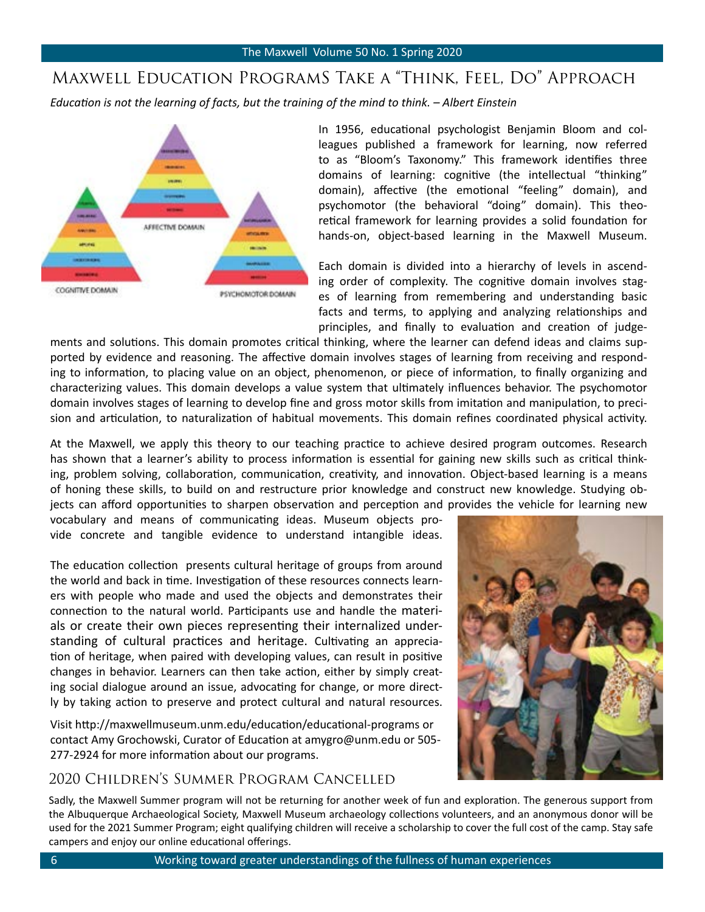# Maxwell Education ProgramS Take a "Think, Feel, Do" Approach

*Education is not the learning of facts, but the training of the mind to think. – Albert Einstein*

In 1956, educational psychologist Benjamin Bloom and colleagues published a framework for learning, now referred to as "Bloom's Taxonomy." This framework identifies three domains of learning: cognitive (the intellectual "thinking" domain), affective (the emotional "feeling" domain), and psychomotor (the behavioral "doing" domain). This theoretical framework for learning provides a solid foundation for hands-on, object-based learning in the Maxwell Museum.

Each domain is divided into a hierarchy of levels in ascending order of complexity. The cognitive domain involves stages of learning from remembering and understanding basic facts and terms, to applying and analyzing relationships and principles, and finally to evaluation and creation of judgements and solutions. This domain promotes critical thinking, where the learner can defend ideas and claims supported by evidence and reasoning. The affective domain involves stages of learning from receiving and responding to information, to placing value on an object, phenomenon, or piece of information, to finally organizing and characterizing values. This domain develops a value system that ultimately influences behavior. The psychomotor domain involves stages of learning to develop fine and gross motor skills from imitation and manipulation, to precision and articulation, to naturalization of habitual movements. This domain refines coordinated physical activity.

At the Maxwell, we apply this theory to our teaching practice to achieve desired program outcomes. Research has shown that a learner's ability to process information is essential for gaining new skills such as critical thinking, problem solving, collaboration, communication, creativity, and innovation. Object-based learning is a means of honing these skills, to build on and restructure prior knowledge and construct new knowledge. Studying objects can afford opportunities to sharpen observation and perception and provides the vehicle for learning new vocabulary and means of communicating ideas. Museum objects provide concrete and tangible evidence to understand intangible ideas.

The education collection presents cultural heritage of groups from around the world and back in time. Investigation of these resources connects learners with people who made and used the objects and demonstrates their connection to the natural world. Participants use and handle the materials or create their own pieces representing their internalized understanding of cultural practices and heritage. Cultivating an appreciation of heritage, when paired with developing values, can result in positive changes in behavior. Learners can then take action, either by simply creating social dialogue around an issue, advocating for change, or more directly by taking action to preserve and protect cultural and natural resources.

Visit http://maxwellmuseum.unm.edu/education/educational-programs or contact Amy Grochowski, Curator of Education at amygro@unm.edu or 505-277-2924 for more information about our programs.

## 2020 Children's Summer Program Cancelled

Sadly, the Maxwell Summer program will not be returning for another week of fun and exploration. The generous support from the Albuquerque Archaeological Society, Maxwell Museum archaeology collections volunteers, and an anonymous donor will be used for the 2021 Summer Program; eight qualifying children will receive a scholarship to cover the full cost of the camp. Stay safe campers and enjoy our online educational offerings.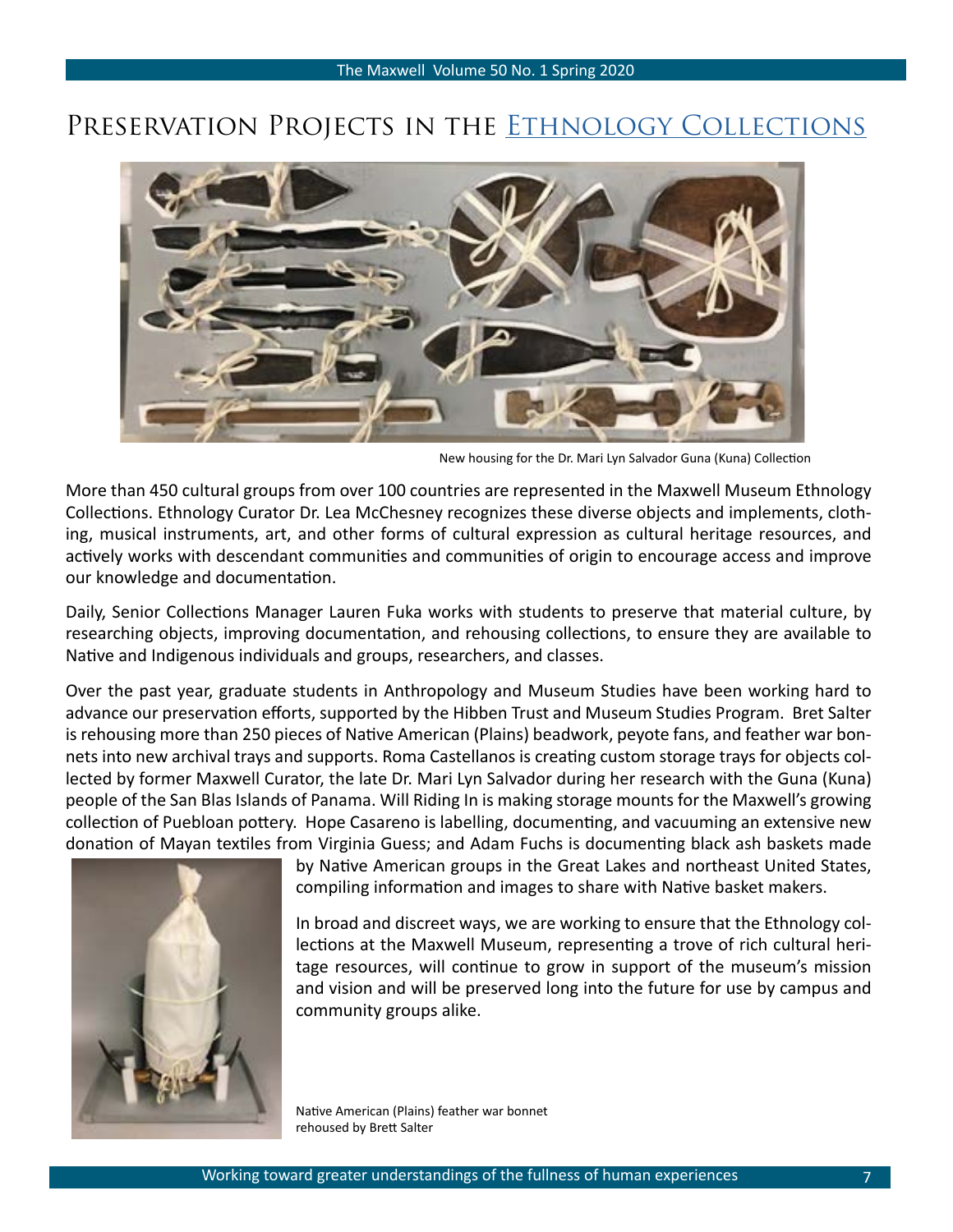# Preservation Projects in the Ethnology Collections

New housing for the Dr. Mari Lyn Salvador Guna (Kuna) Collection

More than 450 cultural groups from over 100 countries are represented in the Maxwell Museum Ethnology Collections. Ethnology Curator Dr. Lea McChesney recognizes these diverse objects and implements, clothing, musical instruments, art, and other forms of cultural expression as cultural heritage resources, and actively works with descendant communities and communities of origin to encourage access and improve our knowledge and documentation.

Daily, Senior Collections Manager Lauren Fuka works with students to preserve that material culture, by researching objects, improving documentation, and rehousing collections, to ensure they are available to Native and Indigenous individuals and groups, researchers, and classes.

Over the past year, graduate students in Anthropology and Museum Studies have been working hard to advance our preservation efforts, supported by the Hibben Trust and Museum Studies Program. Bret Salter is rehousing more than 250 pieces of Native American (Plains) beadwork, peyote fans, and feather war bonnets into new archival trays and supports. Roma Castellanos is creating custom storage trays for objects collected by former Maxwell Curator, the late Dr. Mari Lyn Salvador during her research with the Guna (Kuna) people of the San Blas Islands of Panama. Will Riding In is making storage mounts for the Maxwell's growing collection of Puebloan pottery. Hope Casareno is labelling, documenting, and vacuuming an extensive new donation of Mayan textiles from Virginia Guess; and Adam Fuchs is documenting black ash baskets made by Native American groups in the Great Lakes and northeast United States, compiling information and images to share with Native basket makers.

In broad and discreet ways, we are working to ensure that the Ethnology collections at the Maxwell Museum, representing a trove of rich cultural heritage resources, will continue to grow in support of the museum's mission and vision and will be preserved long into the future for use by campus and community groups alike.

Native American (Plains) feather war bonnet rehoused by Brett Salter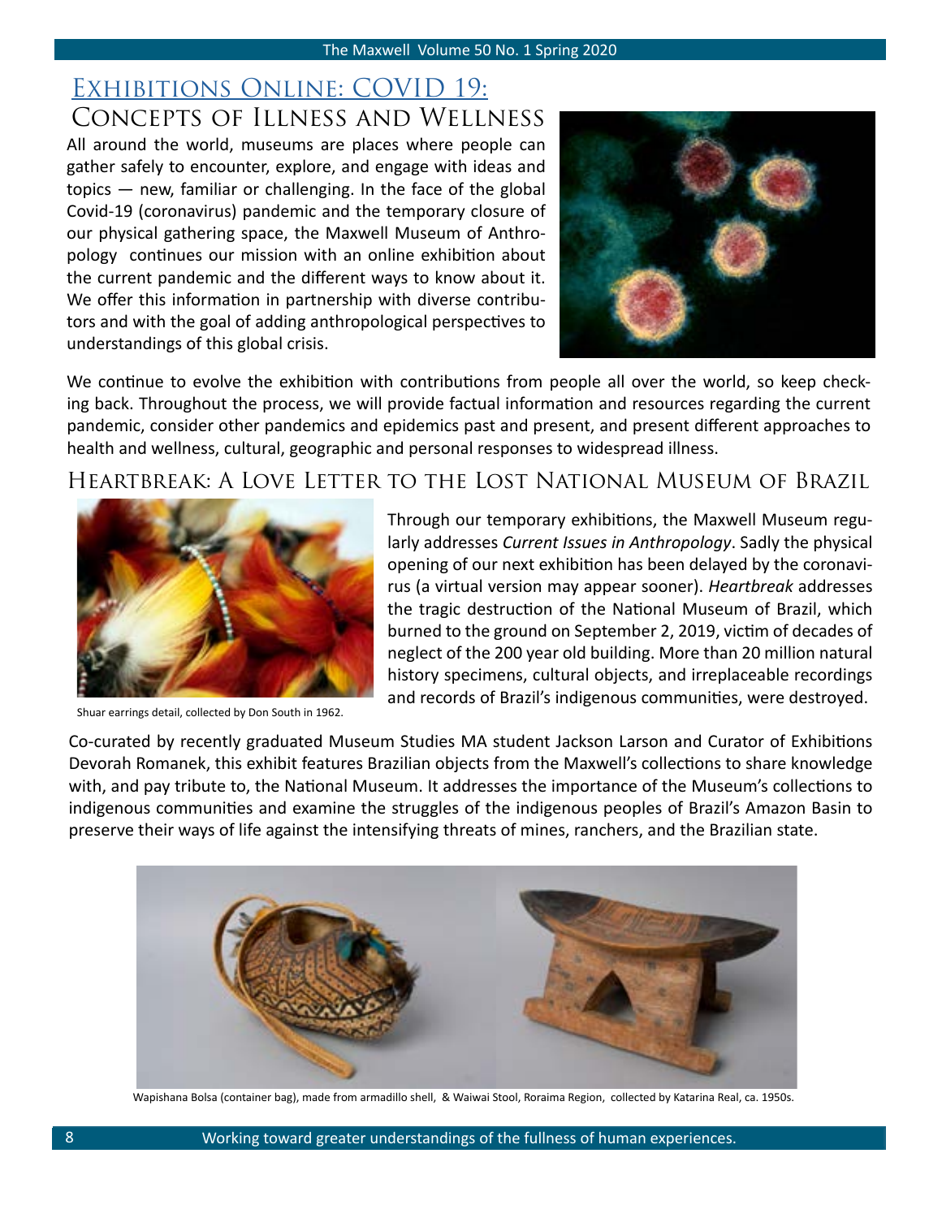## Exhibitions Online: COVID 19:

## Concepts of Illness and Wellness

All around the world, museums are places where people can gather safely to encounter, explore, and engage with ideas and topics — new, familiar or challenging. In the face of the global Covid-19 (coronavirus) pandemic and the temporary closure of our physical gathering space, the Maxwell Museum of Anthropology continues our mission with an online exhibition about the current pandemic and the different ways to know about it. We offer this information in partnership with diverse contributors and with the goal of adding anthropological perspectives to understandings of this global crisis.

We continue to evolve the exhibition with contributions from people all over the world, so keep checking back. Throughout the process, we will provide factual information and resources regarding the current pandemic, consider other pandemics and epidemics past and present, and present different approaches to health and wellness, cultural, geographic and personal responses to widespread illness.

## Heartbreak: A Love Letter to the Lost National Museum of Brazil

Shuar earrings detail, collected by Don South in 1962.

Through our temporary exhibitions, the Maxwell Museum regularly addresses *Current Issues in Anthropology*. Sadly the physical opening of our next exhibition has been delayed by the coronavirus (a virtual version may appear sooner). *Heartbreak* addresses the tragic destruction of the National Museum of Brazil, which burned to the ground on September 2, 2019, victim of decades of neglect of the 200 year old building. More than 20 million natural history specimens, cultural objects, and irreplaceable recordings and records of Brazil's indigenous communities, were destroyed.

Co-curated by recently graduated Museum Studies MA student Jackson Larson and Curator of Exhibitions Devorah Romanek, this exhibit features Brazilian objects from the Maxwell's collections to share knowledge with, and pay tribute to, the National Museum. It addresses the importance of the Museum's collections to indigenous communities and examine the struggles of the indigenous peoples of Brazil's Amazon Basin to preserve their ways of life against the intensifying threats of mines, ranchers, and the Brazilian state.

Wapishana Bolsa (container bag), made from armadillo shell, & Waiwai Stool, Roraima Region, collected by Katarina Real, ca. 1950s.

Working toward greater understandings of the fullness of human experiences.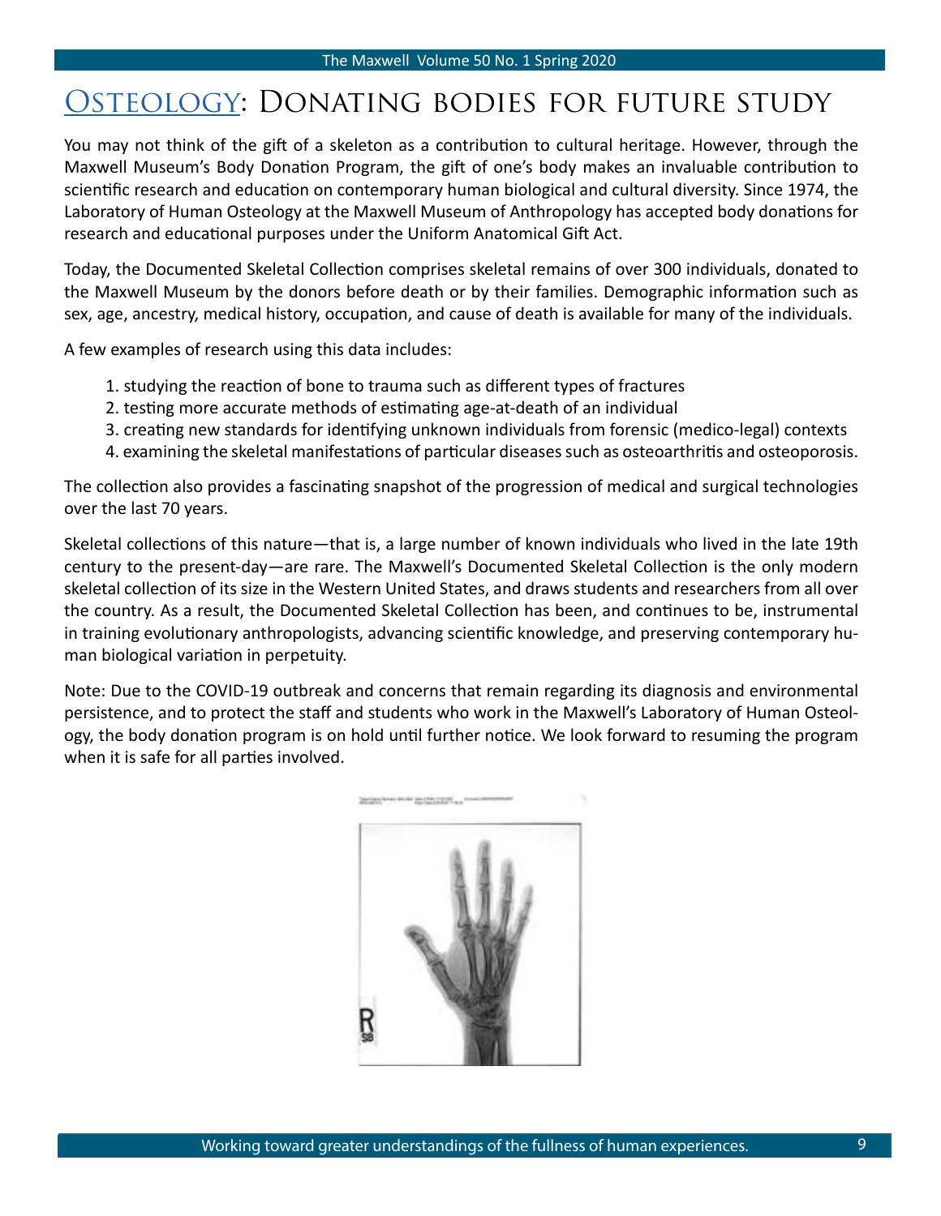# Osteology: Donating bodies for future study

You may not think of the gift of a skeleton as a contribution to cultural heritage. However, through the Maxwell Museum's Body Donation Program, the gift of one's body makes an invaluable contribution to scientific research and education on contemporary human biological and cultural diversity. Since 1974, the Laboratory of Human Osteology at the Maxwell Museum of Anthropology has accepted body donations for research and educational purposes under the Uniform Anatomical Gift Act.

Today, the Documented Skeletal Collection comprises skeletal remains of over 300 individuals, donated to the Maxwell Museum by the donors before death or by their families. Demographic information such as sex, age, ancestry, medical history, occupation, and cause of death is available for many of the individuals.

A few examples of research using this data includes:

1. studying the reaction of bone to trauma such as different types of fractures
2. testing more accurate methods of estimating age-at-death of an individual
3. creating new standards for identifying unknown individuals from forensic (medico-legal) contexts
4. examining the skeletal manifestations of particular diseases such as osteoarthritis and osteoporosis.

The collection also provides a fascinating snapshot of the progression of medical and surgical technologies over the last 70 years.

Skeletal collections of this nature—that is, a large number of known individuals who lived in the late 19th century to the present-day—are rare. The Maxwell's Documented Skeletal Collection is the only modern skeletal collection of its size in the Western United States, and draws students and researchers from all over the country. As a result, the Documented Skeletal Collection has been, and continues to be, instrumental in training evolutionary anthropologists, advancing scientific knowledge, and preserving contemporary human biological variation in perpetuity.

Note: Due to the COVID-19 outbreak and concerns that remain regarding its diagnosis and environmental persistence, and to protect the staff and students who work in the Maxwell's Laboratory of Human Osteology, the body donation program is on hold until further notice. We look forward to resuming the program when it is safe for all parties involved.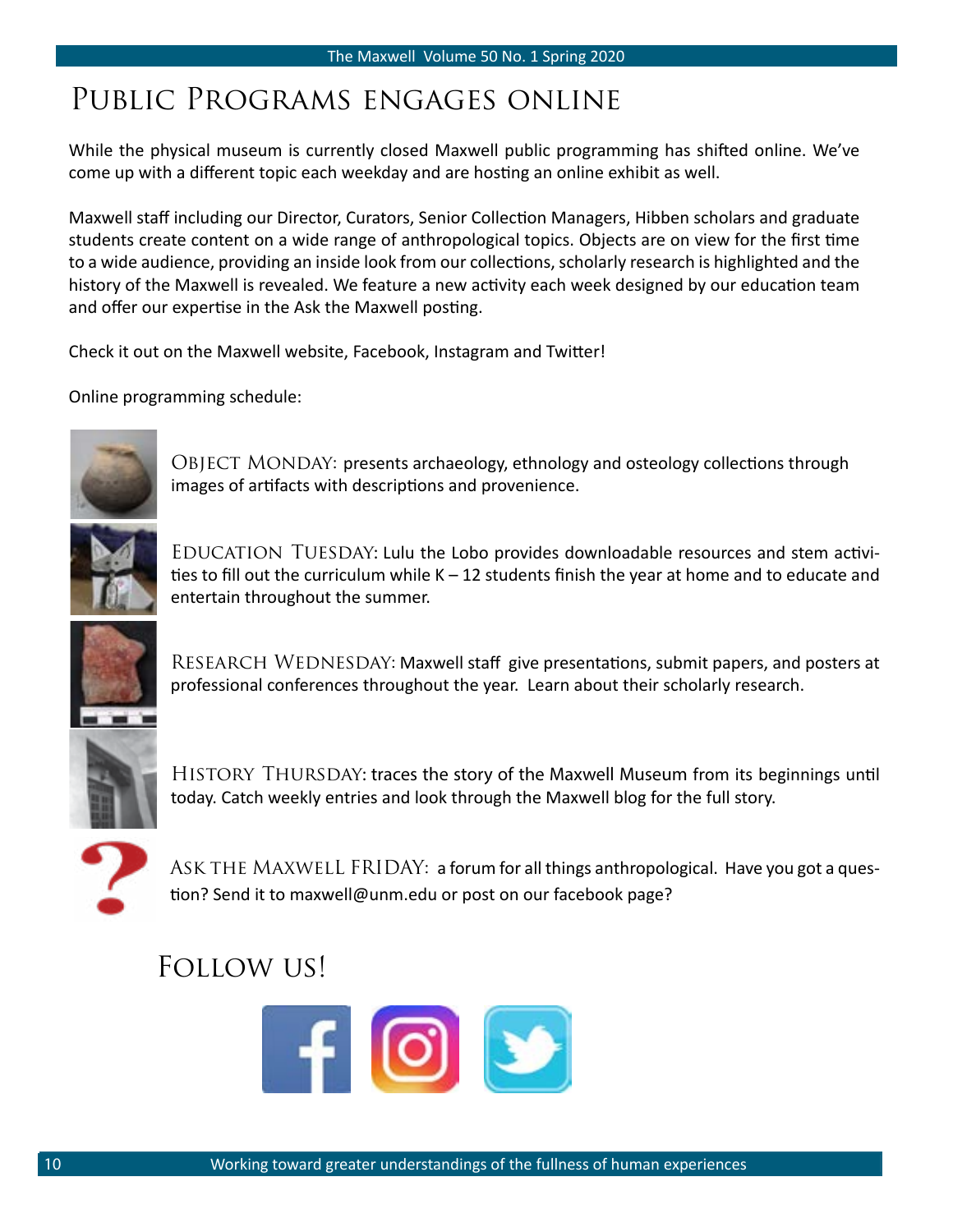# Public Programs engages online

While the physical museum is currently closed Maxwell public programming has shifted online. We've come up with a different topic each weekday and are hosting an online exhibit as well.

Maxwell staff including our Director, Curators, Senior Collection Managers, Hibben scholars and graduate students create content on a wide range of anthropological topics. Objects are on view for the first time to a wide audience, providing an inside look from our collections, scholarly research is highlighted and the history of the Maxwell is revealed. We feature a new activity each week designed by our education team and offer our expertise in the Ask the Maxwell posting.

Check it out on the Maxwell website, Facebook, Instagram and Twitter!

Online programming schedule:

Object Monday: presents archaeology, ethnology and osteology collections through images of artifacts with descriptions and provenience.

Education Tuesday: Lulu the Lobo provides downloadable resources and stem activities to fill out the curriculum while K – 12 students finish the year at home and to educate and entertain throughout the summer.

Research Wednesday: Maxwell staff give presentations, submit papers, and posters at professional conferences throughout the year. Learn about their scholarly research.

History Thursday: traces the story of the Maxwell Museum from its beginnings until today. Catch weekly entries and look through the Maxwell blog for the full story.

Ask the Maxwell Friday: a forum for all things anthropological. Have you got a question? Send it to maxwell@unm.edu or post on our facebook page?

## Follow us!

Working toward greater understandings of the fullness of human experiences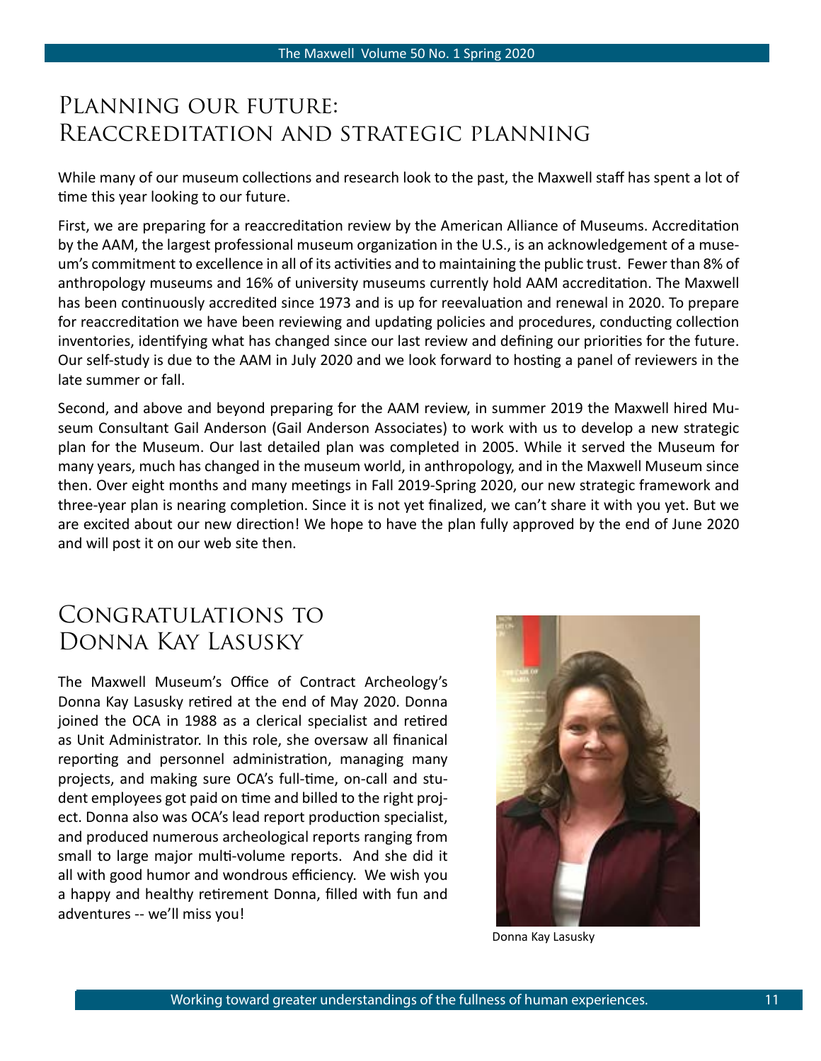# Planning our future: Reaccreditation and strategic planning

While many of our museum collections and research look to the past, the Maxwell staff has spent a lot of time this year looking to our future.

First, we are preparing for a reaccreditation review by the American Alliance of Museums. Accreditation by the AAM, the largest professional museum organization in the U.S., is an acknowledgement of a museum's commitment to excellence in all of its activities and to maintaining the public trust. Fewer than 8% of anthropology museums and 16% of university museums currently hold AAM accreditation. The Maxwell has been continuously accredited since 1973 and is up for reevaluation and renewal in 2020. To prepare for reaccreditation we have been reviewing and updating policies and procedures, conducting collection inventories, identifying what has changed since our last review and defining our priorities for the future. Our self-study is due to the AAM in July 2020 and we look forward to hosting a panel of reviewers in the late summer or fall.

Second, and above and beyond preparing for the AAM review, in summer 2019 the Maxwell hired Museum Consultant Gail Anderson (Gail Anderson Associates) to work with us to develop a new strategic plan for the Museum. Our last detailed plan was completed in 2005. While it served the Museum for many years, much has changed in the museum world, in anthropology, and in the Maxwell Museum since then. Over eight months and many meetings in Fall 2019-Spring 2020, our new strategic framework and three-year plan is nearing completion. Since it is not yet finalized, we can't share it with you yet. But we are excited about our new direction! We hope to have the plan fully approved by the end of June 2020 and will post it on our web site then.

# Congratulations to Donna Kay Lasusky

The Maxwell Museum's Office of Contract Archeology's Donna Kay Lasusky retired at the end of May 2020. Donna joined the OCA in 1988 as a clerical specialist and retired as Unit Administrator. In this role, she oversaw all finanical reporting and personnel administration, managing many projects, and making sure OCA's full-time, on-call and student employees got paid on time and billed to the right project. Donna also was OCA's lead report production specialist, and produced numerous archeological reports ranging from small to large major multi-volume reports. And she did it all with good humor and wondrous efficiency. We wish you a happy and healthy retirement Donna, filled with fun and adventures -- we'll miss you!

Donna Kay Lasusky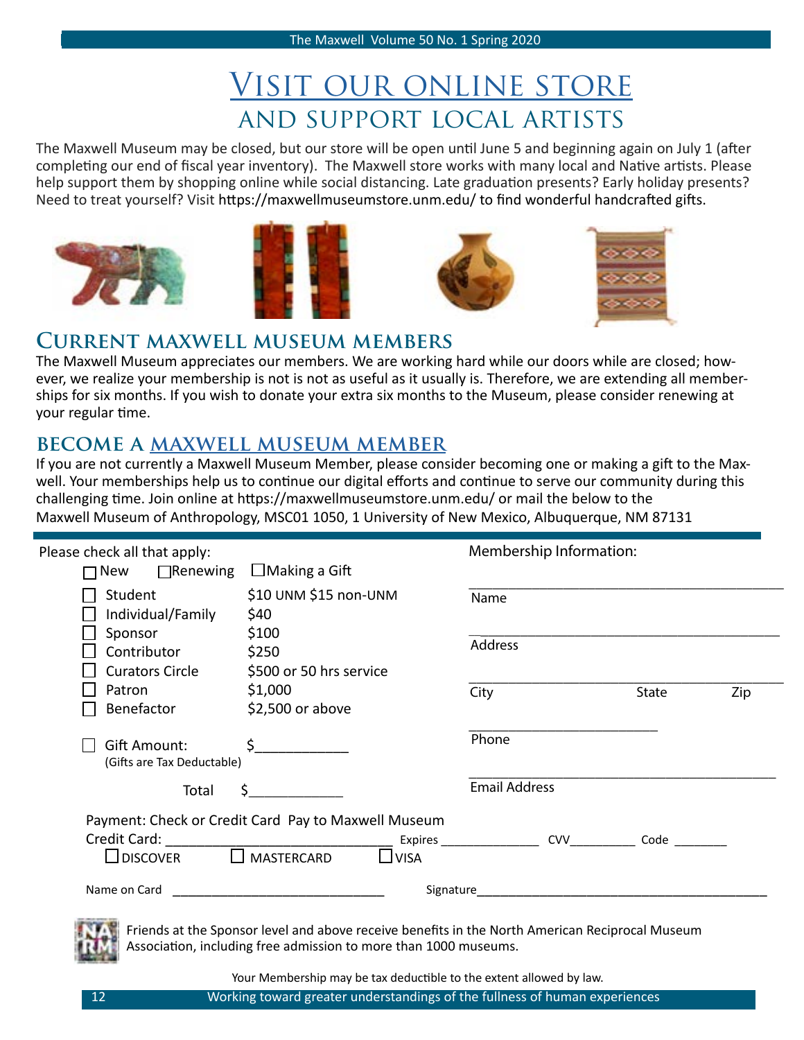# Visit our online store

## and support local artists

The Maxwell Museum may be closed, but our store will be open until June 5 and beginning again on July 1 (after completing our end of fiscal year inventory). The Maxwell store works with many local and Native artists. Please help support them by shopping online while social distancing. Late graduation presents? Early holiday presents? Need to treat yourself? Visit https://maxwellmuseumstore.unm.edu/ to find wonderful handcrafted gifts.

## Current maxwell museum members

The Maxwell Museum appreciates our members. We are working hard while our doors while are closed; however, we realize your membership is not is not as useful as it usually is. Therefore, we are extending all memberships for six months. If you wish to donate your extra six months to the Museum, please consider renewing at your regular time.

## Become a maxwell museum member

If you are not currently a Maxwell Museum Member, please consider becoming one or making a gift to the Maxwell. Your memberships help us to continue our digital efforts and continue to serve our community during this challenging time. Join online at https://maxwellmuseumstore.unm.edu/ or mail the below to the Maxwell Museum of Anthropology, MSC01 1050, 1 University of New Mexico, Albuquerque, NM 87131

Please check all that apply:

☐ New ☐ Renewing ☐ Making a Gift

| | |
|---|---|
| ☐ Student | $10 UNM $15 non-UNM |
| ☐ Individual/Family | $40 |
| ☐ Sponsor | $100 |
| ☐ Contributor | $250 |
| ☐ Curators Circle | $500 or 50 hrs service |
| ☐ Patron | $1,000 |
| ☐ Benefactor | $2,500 or above |

☐ Gift Amount: $____________
(Gifts are Tax Deductable)

Total $____________

Membership Information:

____________________
Name

____________________
Address

____________________
City State Zip

____________________
Phone

____________________
Email Address

Payment: Check or Credit Card Pay to Maxwell Museum

Credit Card: ____________________ Expires ______________ CVV_________ Code ________

☐ DISCOVER ☐ MASTERCARD ☐ VISA

Name on Card ____________________ Signature____________________

Friends at the Sponsor level and above receive benefits in the North American Reciprocal Museum Association, including free admission to more than 1000 museums.

Your Membership may be tax deductible to the extent allowed by law.

Working toward greater understandings of the fullness of human experiences